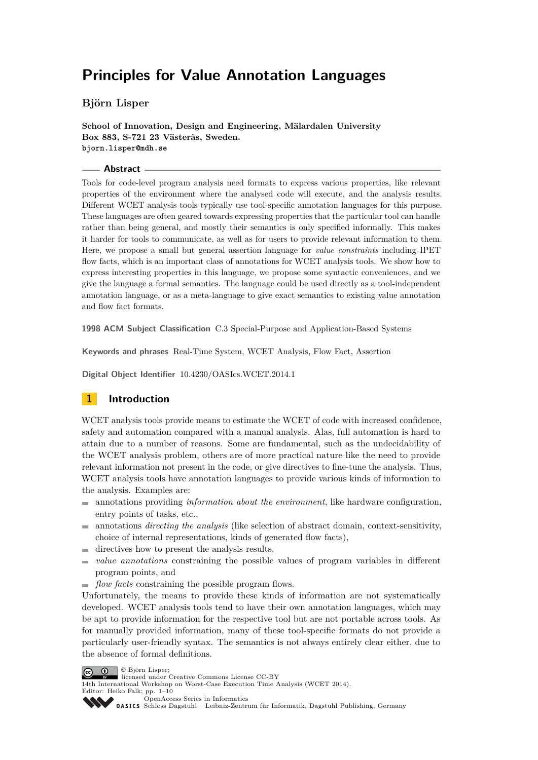# Principles for Value Annotation Languages

**Björn Lisper**

**School of Innovation, Design and Engineering, Mälardalen University**
**Box 883, S-721 23 Västerås, Sweden.**
**bjorn.lisper@mdh.se**

## Abstract

Tools for code-level program analysis need formats to express various properties, like relevant properties of the environment where the analysed code will execute, and the analysis results. Different WCET analysis tools typically use tool-specific annotation languages for this purpose. These languages are often geared towards expressing properties that the particular tool can handle rather than being general, and mostly their semantics is only specified informally. This makes it harder for tools to communicate, as well as for users to provide relevant information to them. Here, we propose a small but general assertion language for *value constraints* including IPET flow facts, which is an important class of annotations for WCET analysis tools. We show how to express interesting properties in this language, we propose some syntactic conveniences, and we give the language a formal semantics. The language could be used directly as a tool-independent annotation language, or as a meta-language to give exact semantics to existing value annotation and flow fact formats.

**1998 ACM Subject Classification** C.3 Special-Purpose and Application-Based Systems

**Keywords and phrases** Real-Time System, WCET Analysis, Flow Fact, Assertion

**Digital Object Identifier** 10.4230/OASIcs.WCET.2014.1

## 1 Introduction

WCET analysis tools provide means to estimate the WCET of code with increased confidence, safety and automation compared with a manual analysis. Alas, full automation is hard to attain due to a number of reasons. Some are fundamental, such as the undecidability of the WCET analysis problem, others are of more practical nature like the need to provide relevant information not present in the code, or give directives to fine-tune the analysis. Thus, WCET analysis tools have annotation languages to provide various kinds of information to the analysis. Examples are:

- annotations providing *information about the environment*, like hardware configuration, entry points of tasks, etc.,
- annotations *directing the analysis* (like selection of abstract domain, context-sensitivity, choice of internal representations, kinds of generated flow facts),
- directives how to present the analysis results,
- *value annotations* constraining the possible values of program variables in different program points, and
- *flow facts* constraining the possible program flows.

Unfortunately, the means to provide these kinds of information are not systematically developed. WCET analysis tools tend to have their own annotation languages, which may be apt to provide information for the respective tool but are not portable across tools. As for manually provided information, many of these tool-specific formats do not provide a particularly user-friendly syntax. The semantics is not always entirely clear either, due to the absence of formal definitions.

© Björn Lisper;
licensed under Creative Commons License CC-BY
14th International Workshop on Worst-Case Execution Time Analysis (WCET 2014).
Editor: Heiko Falk; pp. 1–10
OpenAccess Series in Informatics
OASICS Schloss Dagstuhl – Leibniz-Zentrum für Informatik, Dagstuhl Publishing, Germany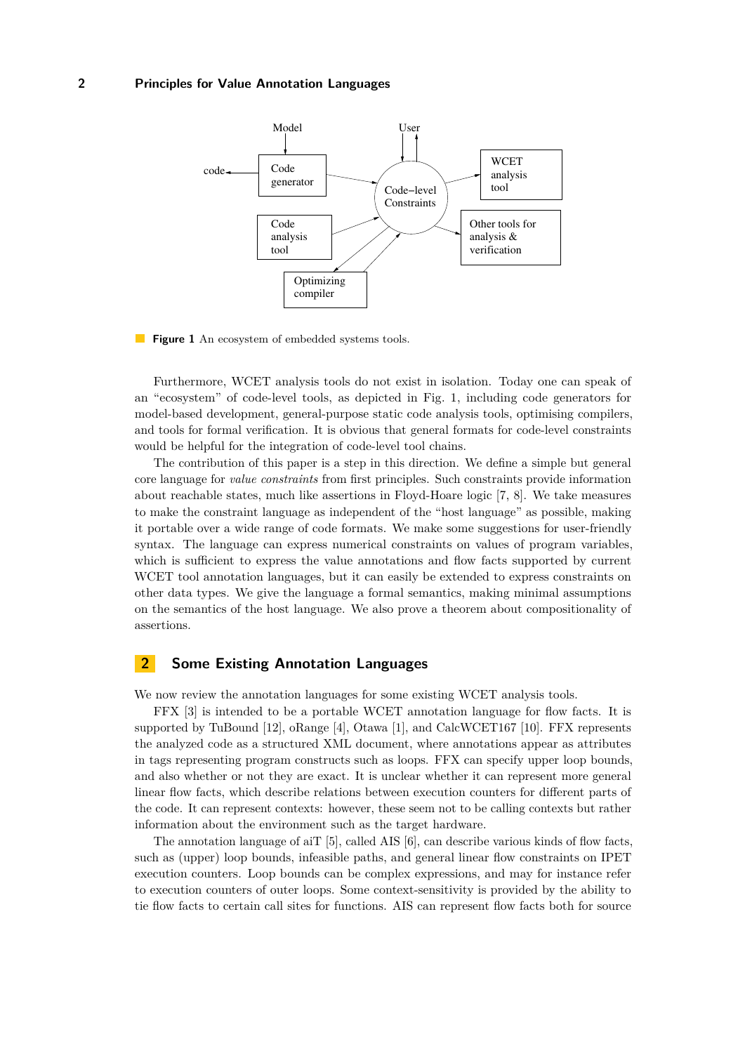**Figure 1** An ecosystem of embedded systems tools.

Furthermore, WCET analysis tools do not exist in isolation. Today one can speak of an "ecosystem" of code-level tools, as depicted in Fig. 1, including code generators for model-based development, general-purpose static code analysis tools, optimising compilers, and tools for formal verification. It is obvious that general formats for code-level constraints would be helpful for the integration of code-level tool chains.

The contribution of this paper is a step in this direction. We define a simple but general core language for *value constraints* from first principles. Such constraints provide information about reachable states, much like assertions in Floyd-Hoare logic [7, 8]. We take measures to make the constraint language as independent of the "host language" as possible, making it portable over a wide range of code formats. We make some suggestions for user-friendly syntax. The language can express numerical constraints on values of program variables, which is sufficient to express the value annotations and flow facts supported by current WCET tool annotation languages, but it can easily be extended to express constraints on other data types. We give the language a formal semantics, making minimal assumptions on the semantics of the host language. We also prove a theorem about compositionality of assertions.

## 2 Some Existing Annotation Languages

We now review the annotation languages for some existing WCET analysis tools.

FFX [3] is intended to be a portable WCET annotation language for flow facts. It is supported by TuBound [12], oRange [4], Otawa [1], and CalcWCET167 [10]. FFX represents the analyzed code as a structured XML document, where annotations appear as attributes in tags representing program constructs such as loops. FFX can specify upper loop bounds, and also whether or not they are exact. It is unclear whether it can represent more general linear flow facts, which describe relations between execution counters for different parts of the code. It can represent contexts: however, these seem not to be calling contexts but rather information about the environment such as the target hardware.

The annotation language of aiT [5], called AIS [6], can describe various kinds of flow facts, such as (upper) loop bounds, infeasible paths, and general linear flow constraints on IPET execution counters. Loop bounds can be complex expressions, and may for instance refer to execution counters of outer loops. Some context-sensitivity is provided by the ability to tie flow facts to certain call sites for functions. AIS can represent flow facts both for source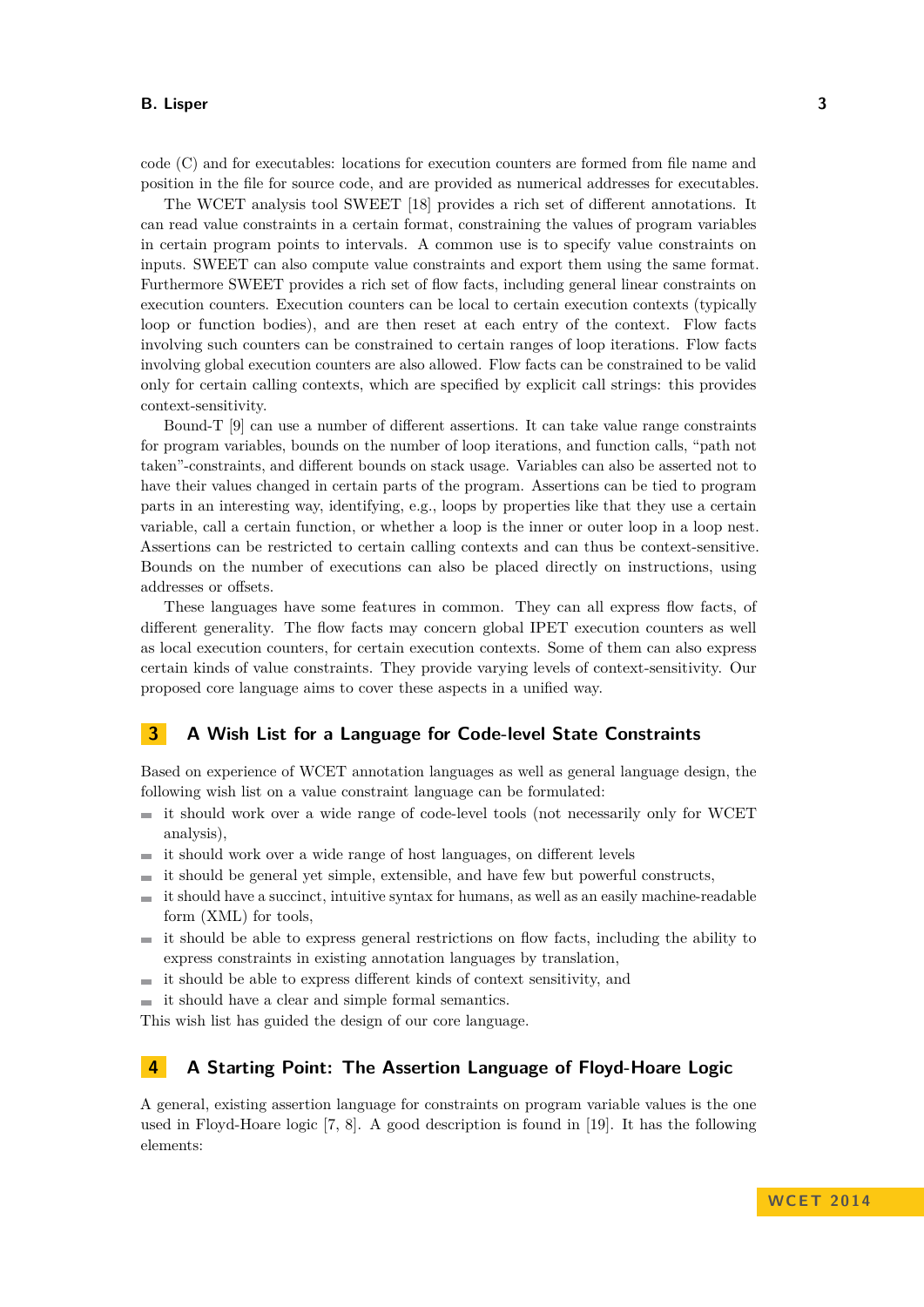code (C) and for executables: locations for execution counters are formed from file name and position in the file for source code, and are provided as numerical addresses for executables.

The WCET analysis tool SWEET [18] provides a rich set of different annotations. It can read value constraints in a certain format, constraining the values of program variables in certain program points to intervals. A common use is to specify value constraints on inputs. SWEET can also compute value constraints and export them using the same format. Furthermore SWEET provides a rich set of flow facts, including general linear constraints on execution counters. Execution counters can be local to certain execution contexts (typically loop or function bodies), and are then reset at each entry of the context. Flow facts involving such counters can be constrained to certain ranges of loop iterations. Flow facts involving global execution counters are also allowed. Flow facts can be constrained to be valid only for certain calling contexts, which are specified by explicit call strings: this provides context-sensitivity.

Bound-T [9] can use a number of different assertions. It can take value range constraints for program variables, bounds on the number of loop iterations, and function calls, "path not taken"-constraints, and different bounds on stack usage. Variables can also be asserted not to have their values changed in certain parts of the program. Assertions can be tied to program parts in an interesting way, identifying, e.g., loops by properties like that they use a certain variable, call a certain function, or whether a loop is the inner or outer loop in a loop nest. Assertions can be restricted to certain calling contexts and can thus be context-sensitive. Bounds on the number of executions can also be placed directly on instructions, using addresses or offsets.

These languages have some features in common. They can all express flow facts, of different generality. The flow facts may concern global IPET execution counters as well as local execution counters, for certain execution contexts. Some of them can also express certain kinds of value constraints. They provide varying levels of context-sensitivity. Our proposed core language aims to cover these aspects in a unified way.

## 3 A Wish List for a Language for Code-level State Constraints

Based on experience of WCET annotation languages as well as general language design, the following wish list on a value constraint language can be formulated:

- it should work over a wide range of code-level tools (not necessarily only for WCET analysis),
- it should work over a wide range of host languages, on different levels
- it should be general yet simple, extensible, and have few but powerful constructs,
- it should have a succinct, intuitive syntax for humans, as well as an easily machine-readable form (XML) for tools,
- it should be able to express general restrictions on flow facts, including the ability to express constraints in existing annotation languages by translation,
- it should be able to express different kinds of context sensitivity, and
- it should have a clear and simple formal semantics.

This wish list has guided the design of our core language.

## 4 A Starting Point: The Assertion Language of Floyd-Hoare Logic

A general, existing assertion language for constraints on program variable values is the one used in Floyd-Hoare logic [7, 8]. A good description is found in [19]. It has the following elements: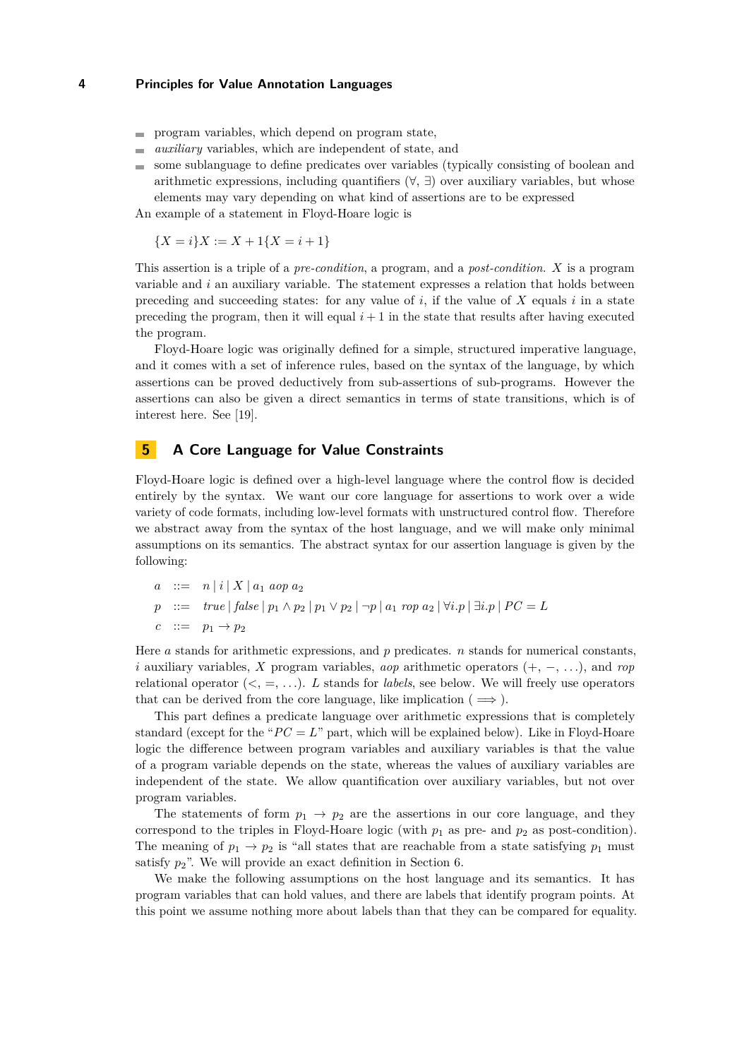- program variables, which depend on program state,
- *auxiliary* variables, which are independent of state, and
- some sublanguage to define predicates over variables (typically consisting of boolean and arithmetic expressions, including quantifiers ($\forall$, $\exists$) over auxiliary variables, but whose elements may vary depending on what kind of assertions are to be expressed

An example of a statement in Floyd-Hoare logic is

$$\{X = i\}X := X + 1\{X = i + 1\}$$

This assertion is a triple of a *pre-condition*, a program, and a *post-condition*. $X$ is a program variable and $i$ an auxiliary variable. The statement expresses a relation that holds between preceding and succeeding states: for any value of $i$, if the value of $X$ equals $i$ in a state preceding the program, then it will equal $i + 1$ in the state that results after having executed the program.

Floyd-Hoare logic was originally defined for a simple, structured imperative language, and it comes with a set of inference rules, based on the syntax of the language, by which assertions can be proved deductively from sub-assertions of sub-programs. However the assertions can also be given a direct semantics in terms of state transitions, which is of interest here. See [19].

## 5 A Core Language for Value Constraints

Floyd-Hoare logic is defined over a high-level language where the control flow is decided entirely by the syntax. We want our core language for assertions to work over a wide variety of code formats, including low-level formats with unstructured control flow. Therefore we abstract away from the syntax of the host language, and we will make only minimal assumptions on its semantics. The abstract syntax for our assertion language is given by the following:

$$
\begin{aligned}
a &::= n \mid i \mid X \mid a_1 \; aop \; a_2 \\
p &::= true \mid false \mid p_1 \wedge p_2 \mid p_1 \vee p_2 \mid \neg p \mid a_1 \; rop \; a_2 \mid \forall i.p \mid \exists i.p \mid PC = L \\
c &::= p_1 \to p_2
\end{aligned}
$$

Here $a$ stands for arithmetic expressions, and $p$ predicates. $n$ stands for numerical constants, $i$ auxiliary variables, $X$ program variables, *aop* arithmetic operators ($+$, $-$, $\ldots$), and *rop* relational operator ($<$, $=$, $\ldots$). $L$ stands for *labels*, see below. We will freely use operators that can be derived from the core language, like implication ( $\implies$ ).

This part defines a predicate language over arithmetic expressions that is completely standard (except for the "$PC = L$" part, which will be explained below). Like in Floyd-Hoare logic the difference between program variables and auxiliary variables is that the value of a program variable depends on the state, whereas the values of auxiliary variables are independent of the state. We allow quantification over auxiliary variables, but not over program variables.

The statements of form $p_1 \to p_2$ are the assertions in our core language, and they correspond to the triples in Floyd-Hoare logic (with $p_1$ as pre- and $p_2$ as post-condition). The meaning of $p_1 \to p_2$ is "all states that are reachable from a state satisfying $p_1$ must satisfy $p_2$". We will provide an exact definition in Section 6.

We make the following assumptions on the host language and its semantics. It has program variables that can hold values, and there are labels that identify program points. At this point we assume nothing more about labels than that they can be compared for equality.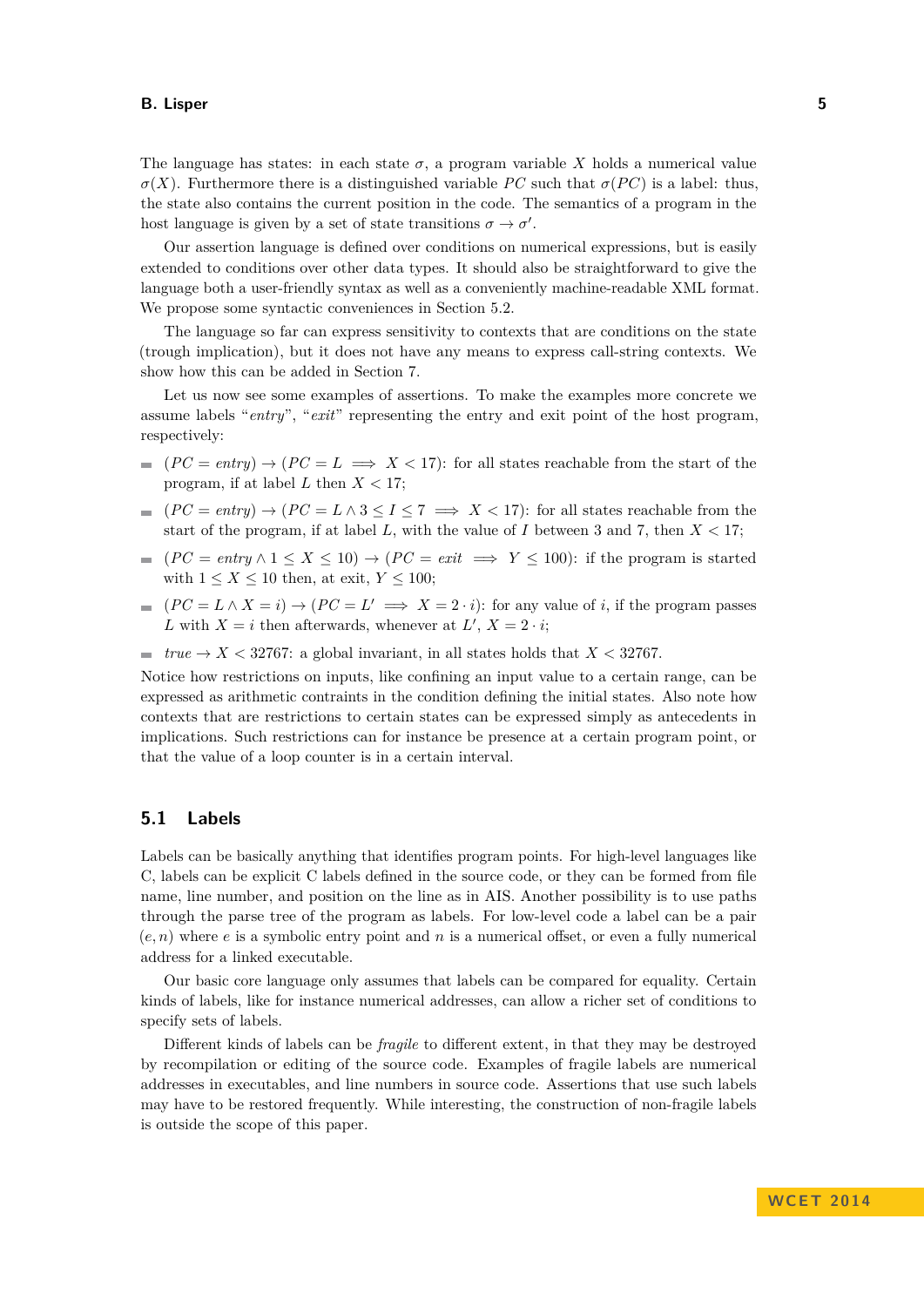The language has states: in each state $\sigma$, a program variable $X$ holds a numerical value $\sigma(X)$. Furthermore there is a distinguished variable $PC$ such that $\sigma(PC)$ is a label: thus, the state also contains the current position in the code. The semantics of a program in the host language is given by a set of state transitions $\sigma \to \sigma'$.

Our assertion language is defined over conditions on numerical expressions, but is easily extended to conditions over other data types. It should also be straightforward to give the language both a user-friendly syntax as well as a conveniently machine-readable XML format. We propose some syntactic conveniences in Section 5.2.

The language so far can express sensitivity to contexts that are conditions on the state (trough implication), but it does not have any means to express call-string contexts. We show how this can be added in Section 7.

Let us now see some examples of assertions. To make the examples more concrete we assume labels "*entry*", "*exit*" representing the entry and exit point of the host program, respectively:

- $(PC = \mathit{entry}) \to (PC = L \implies X < 17)$: for all states reachable from the start of the program, if at label $L$ then $X < 17$;
- $(PC = \mathit{entry}) \to (PC = L \wedge 3 \leq I \leq 7 \implies X < 17)$: for all states reachable from the start of the program, if at label $L$, with the value of $I$ between 3 and 7, then $X < 17$;
- $(PC = \mathit{entry} \wedge 1 \leq X \leq 10) \to (PC = \mathit{exit} \implies Y \leq 100)$: if the program is started with $1 \leq X \leq 10$ then, at exit, $Y \leq 100$;
- $(PC = L \wedge X = i) \to (PC = L' \implies X = 2 \cdot i)$: for any value of $i$, if the program passes $L$ with $X = i$ then afterwards, whenever at $L'$, $X = 2 \cdot i$;
- $\mathit{true} \to X < 32767$: a global invariant, in all states holds that $X < 32767$.

Notice how restrictions on inputs, like confining an input value to a certain range, can be expressed as arithmetic contraints in the condition defining the initial states. Also note how contexts that are restrictions to certain states can be expressed simply as antecedents in implications. Such restrictions can for instance be presence at a certain program point, or that the value of a loop counter is in a certain interval.

## 5.1 Labels

Labels can be basically anything that identifies program points. For high-level languages like C, labels can be explicit C labels defined in the source code, or they can be formed from file name, line number, and position on the line as in AIS. Another possibility is to use paths through the parse tree of the program as labels. For low-level code a label can be a pair $(e, n)$ where $e$ is a symbolic entry point and $n$ is a numerical offset, or even a fully numerical address for a linked executable.

Our basic core language only assumes that labels can be compared for equality. Certain kinds of labels, like for instance numerical addresses, can allow a richer set of conditions to specify sets of labels.

Different kinds of labels can be *fragile* to different extent, in that they may be destroyed by recompilation or editing of the source code. Examples of fragile labels are numerical addresses in executables, and line numbers in source code. Assertions that use such labels may have to be restored frequently. While interesting, the construction of non-fragile labels is outside the scope of this paper.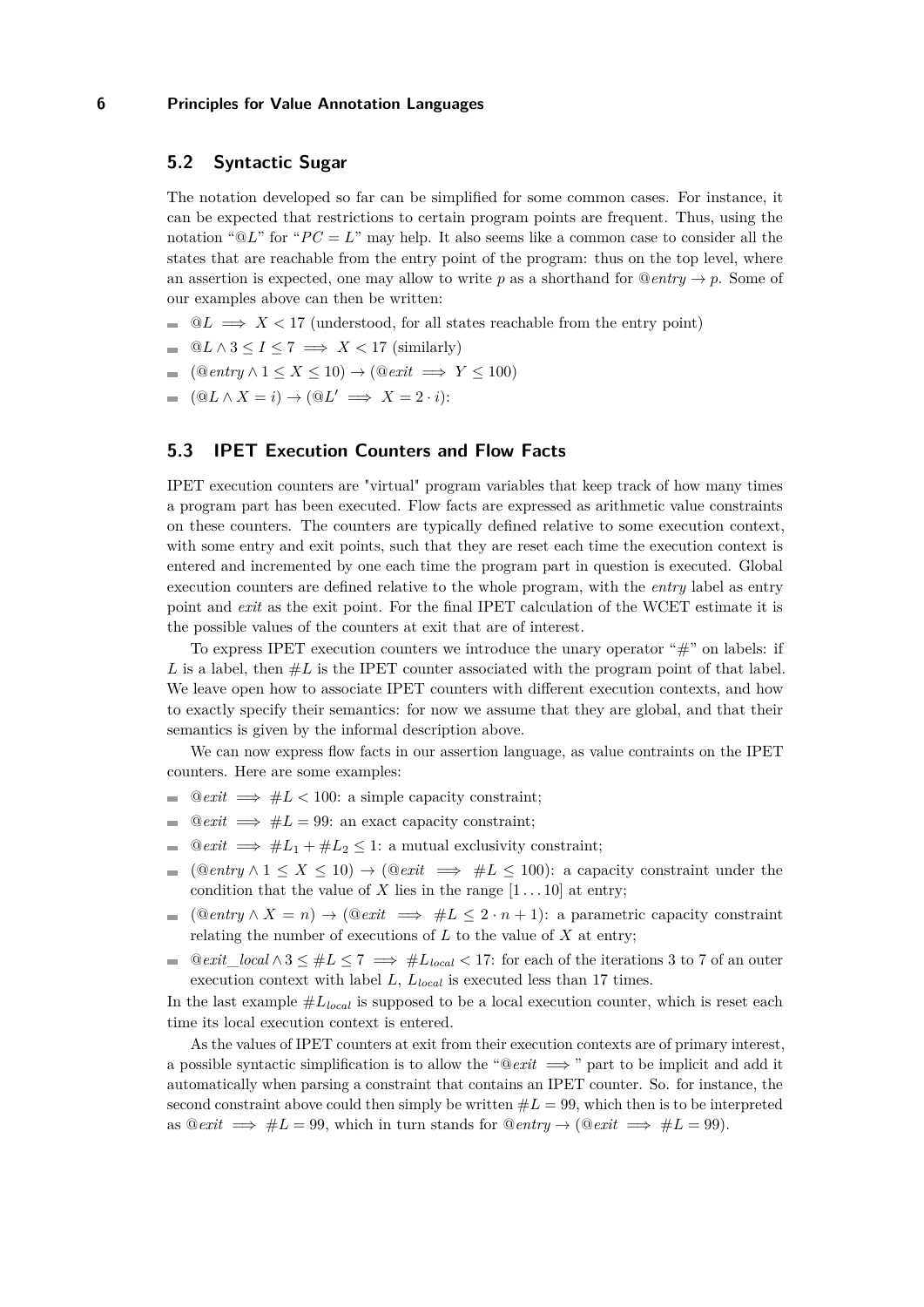## 5.2 Syntactic Sugar

The notation developed so far can be simplified for some common cases. For instance, it can be expected that restrictions to certain program points are frequent. Thus, using the notation "$@L$" for "$PC = L$" may help. It also seems like a common case to consider all the states that are reachable from the entry point of the program: thus on the top level, where an assertion is expected, one may allow to write $p$ as a shorthand for $@entry \rightarrow p$. Some of our examples above can then be written:

- $@L \implies X < 17$ (understood, for all states reachable from the entry point)
- $@L \wedge 3 \leq I \leq 7 \implies X < 17$ (similarly)
- $(@entry \wedge 1 \leq X \leq 10) \rightarrow (@exit \implies Y \leq 100)$
- $(@L \wedge X = i) \rightarrow (@L' \implies X = 2 \cdot i)$:

## 5.3 IPET Execution Counters and Flow Facts

IPET execution counters are "virtual" program variables that keep track of how many times a program part has been executed. Flow facts are expressed as arithmetic value constraints on these counters. The counters are typically defined relative to some execution context, with some entry and exit points, such that they are reset each time the execution context is entered and incremented by one each time the program part in question is executed. Global execution counters are defined relative to the whole program, with the *entry* label as entry point and *exit* as the exit point. For the final IPET calculation of the WCET estimate it is the possible values of the counters at exit that are of interest.

To express IPET execution counters we introduce the unary operator "#" on labels: if $L$ is a label, then $\#L$ is the IPET counter associated with the program point of that label. We leave open how to associate IPET counters with different execution contexts, and how to exactly specify their semantics: for now we assume that they are global, and that their semantics is given by the informal description above.

We can now express flow facts in our assertion language, as value contraints on the IPET counters. Here are some examples:

- $@exit \implies \#L < 100$: a simple capacity constraint;
- $@exit \implies \#L = 99$: an exact capacity constraint;
- $@exit \implies \#L_1 + \#L_2 \leq 1$: a mutual exclusivity constraint;
- $(@entry \wedge 1 \leq X \leq 10) \rightarrow (@exit \implies \#L \leq 100)$: a capacity constraint under the condition that the value of $X$ lies in the range $[1 \ldots 10]$ at entry;
- $(@entry \wedge X = n) \rightarrow (@exit \implies \#L \leq 2 \cdot n + 1)$: a parametric capacity constraint relating the number of executions of $L$ to the value of $X$ at entry;
- $@exit\_local \wedge 3 \leq \#L \leq 7 \implies \#L_{local} < 17$: for each of the iterations 3 to 7 of an outer execution context with label $L$, $L_{local}$ is executed less than 17 times.

In the last example $\#L_{local}$ is supposed to be a local execution counter, which is reset each time its local execution context is entered.

As the values of IPET counters at exit from their execution contexts are of primary interest, a possible syntactic simplification is to allow the "$@exit \implies$" part to be implicit and add it automatically when parsing a constraint that contains an IPET counter. So. for instance, the second constraint above could then simply be written $\#L = 99$, which then is to be interpreted as $@exit \implies \#L = 99$, which in turn stands for $@entry \rightarrow (@exit \implies \#L = 99)$.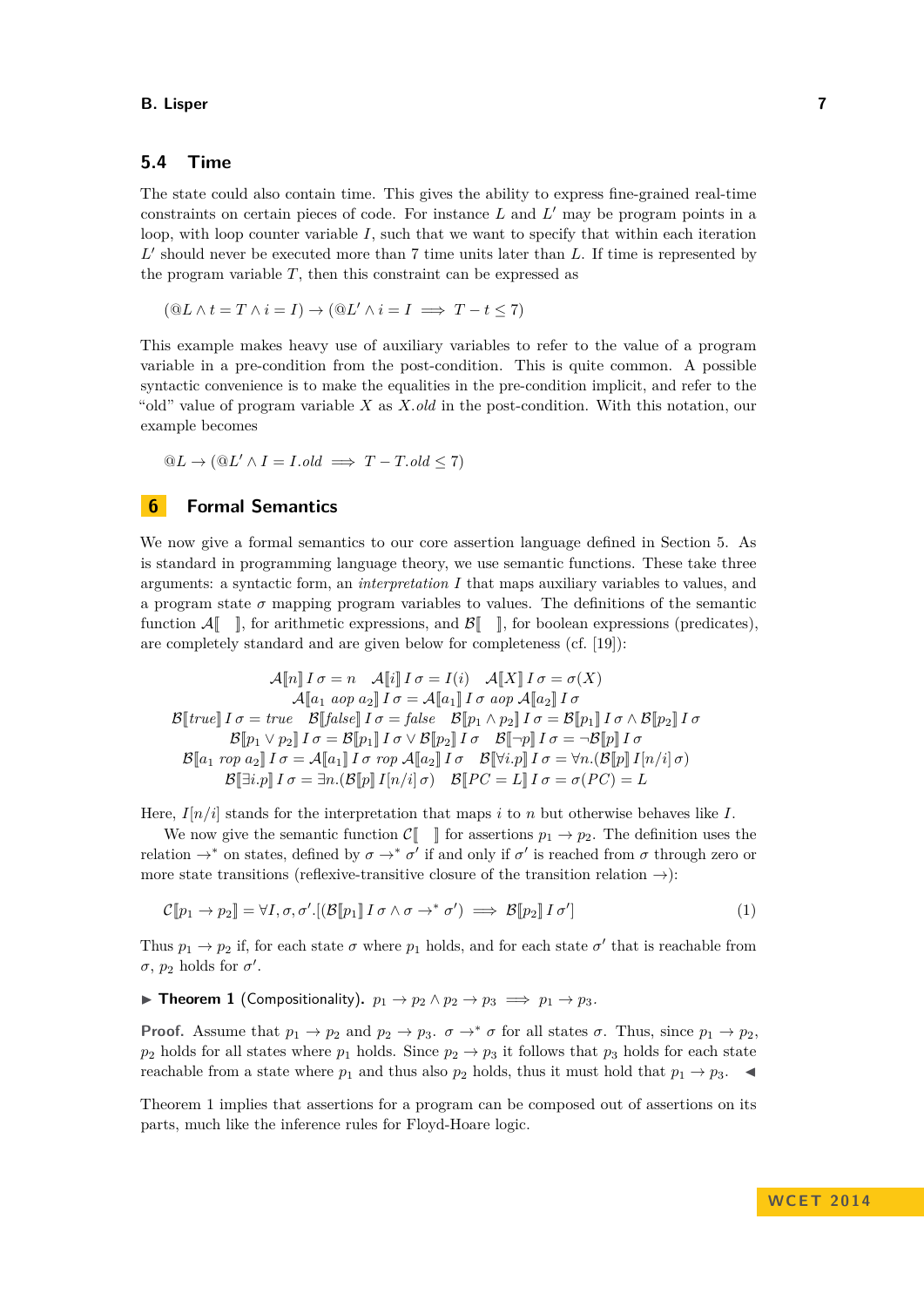## 5.4 Time

The state could also contain time. This gives the ability to express fine-grained real-time constraints on certain pieces of code. For instance $L$ and $L'$ may be program points in a loop, with loop counter variable $I$, such that we want to specify that within each iteration $L'$ should never be executed more than 7 time units later than $L$. If time is represented by the program variable $T$, then this constraint can be expressed as

$$(@L \wedge t = T \wedge i = I) \rightarrow (@L' \wedge i = I \implies T - t \leq 7)$$

This example makes heavy use of auxiliary variables to refer to the value of a program variable in a pre-condition from the post-condition. This is quite common. A possible syntactic convenience is to make the equalities in the pre-condition implicit, and refer to the "old" value of program variable $X$ as $X.old$ in the post-condition. With this notation, our example becomes

$$@L \rightarrow (@L' \wedge I = I.old \implies T - T.old \leq 7)$$

# 6 Formal Semantics

We now give a formal semantics to our core assertion language defined in Section 5. As is standard in programming language theory, we use semantic functions. These take three arguments: a syntactic form, an *interpretation* $I$ that maps auxiliary variables to values, and a program state $\sigma$ mapping program variables to values. The definitions of the semantic function $\mathcal{A}[\![\;\;]\!]$, for arithmetic expressions, and $\mathcal{B}[\![\;\;]\!]$, for boolean expressions (predicates), are completely standard and are given below for completeness (cf. [19]):

$$\mathcal{A}[\![n]\!]\,I\,\sigma = n \quad \mathcal{A}[\![i]\!]\,I\,\sigma = I(i) \quad \mathcal{A}[\![X]\!]\,I\,\sigma = \sigma(X)$$
$$\mathcal{A}[\![a_1 \; aop \; a_2]\!]\,I\,\sigma = \mathcal{A}[\![a_1]\!]\,I\,\sigma \; aop \; \mathcal{A}[\![a_2]\!]\,I\,\sigma$$
$$\mathcal{B}[\![true]\!]\,I\,\sigma = true \quad \mathcal{B}[\![false]\!]\,I\,\sigma = false \quad \mathcal{B}[\![p_1 \wedge p_2]\!]\,I\,\sigma = \mathcal{B}[\![p_1]\!]\,I\,\sigma \wedge \mathcal{B}[\![p_2]\!]\,I\,\sigma$$
$$\mathcal{B}[\![p_1 \vee p_2]\!]\,I\,\sigma = \mathcal{B}[\![p_1]\!]\,I\,\sigma \vee \mathcal{B}[\![p_2]\!]\,I\,\sigma \quad \mathcal{B}[\![\neg p]\!]\,I\,\sigma = \neg \mathcal{B}[\![p]\!]\,I\,\sigma$$
$$\mathcal{B}[\![a_1 \; rop \; a_2]\!]\,I\,\sigma = \mathcal{A}[\![a_1]\!]\,I\,\sigma \; rop \; \mathcal{A}[\![a_2]\!]\,I\,\sigma \quad \mathcal{B}[\![\forall i.p]\!]\,I\,\sigma = \forall n.(\mathcal{B}[\![p]\!]\,I[n/i]\,\sigma)$$
$$\mathcal{B}[\![\exists i.p]\!]\,I\,\sigma = \exists n.(\mathcal{B}[\![p]\!]\,I[n/i]\,\sigma) \quad \mathcal{B}[\![PC = L]\!]\,I\,\sigma = \sigma(PC) = L$$

Here, $I[n/i]$ stands for the interpretation that maps $i$ to $n$ but otherwise behaves like $I$.

We now give the semantic function $\mathcal{C}[\![\;\;]\!]$ for assertions $p_1 \rightarrow p_2$. The definition uses the relation $\rightarrow^*$ on states, defined by $\sigma \rightarrow^* \sigma'$ if and only if $\sigma'$ is reached from $\sigma$ through zero or more state transitions (reflexive-transitive closure of the transition relation $\rightarrow$):

$$\mathcal{C}[\![p_1 \rightarrow p_2]\!] = \forall I, \sigma, \sigma'.[(\mathcal{B}[\![p_1]\!]\,I\,\sigma \wedge \sigma \rightarrow^* \sigma') \implies \mathcal{B}[\![p_2]\!]\,I\,\sigma'] \tag{1}$$

Thus $p_1 \rightarrow p_2$ if, for each state $\sigma$ where $p_1$ holds, and for each state $\sigma'$ that is reachable from $\sigma$, $p_2$ holds for $\sigma'$.

▶ **Theorem 1** (Compositionality). $p_1 \rightarrow p_2 \wedge p_2 \rightarrow p_3 \implies p_1 \rightarrow p_3$.

**Proof.** Assume that $p_1 \rightarrow p_2$ and $p_2 \rightarrow p_3$. $\sigma \rightarrow^* \sigma$ for all states $\sigma$. Thus, since $p_1 \rightarrow p_2$, $p_2$ holds for all states where $p_1$ holds. Since $p_2 \rightarrow p_3$ it follows that $p_3$ holds for each state reachable from a state where $p_1$ and thus also $p_2$ holds, thus it must hold that $p_1 \rightarrow p_3$. ◀

Theorem 1 implies that assertions for a program can be composed out of assertions on its parts, much like the inference rules for Floyd-Hoare logic.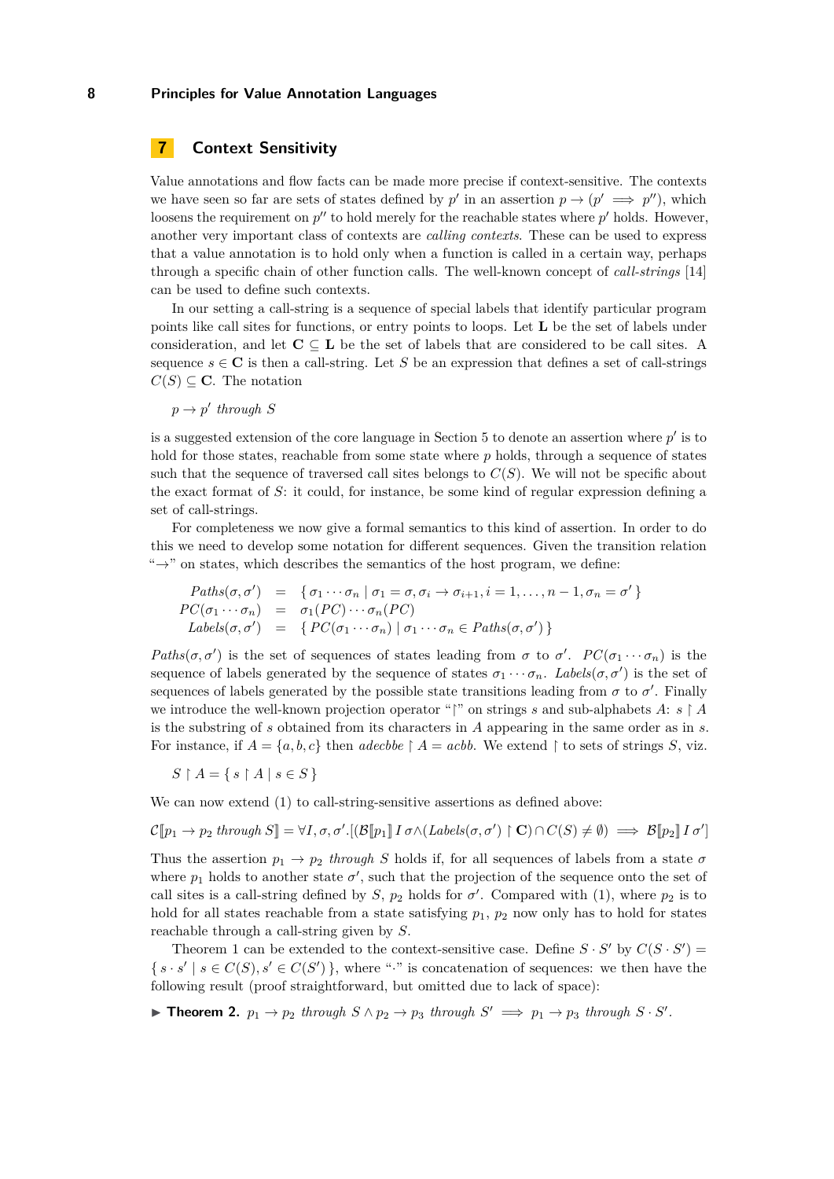## 7 Context Sensitivity

Value annotations and flow facts can be made more precise if context-sensitive. The contexts we have seen so far are sets of states defined by $p'$ in an assertion $p \rightarrow (p' \implies p'')$, which loosens the requirement on $p''$ to hold merely for the reachable states where $p'$ holds. However, another very important class of contexts are *calling contexts*. These can be used to express that a value annotation is to hold only when a function is called in a certain way, perhaps through a specific chain of other function calls. The well-known concept of *call-strings* [14] can be used to define such contexts.

In our setting a call-string is a sequence of special labels that identify particular program points like call sites for functions, or entry points to loops. Let $\mathbf{L}$ be the set of labels under consideration, and let $\mathbf{C} \subseteq \mathbf{L}$ be the set of labels that are considered to be call sites. A sequence $s \in \mathbf{C}$ is then a call-string. Let $S$ be an expression that defines a set of call-strings $C(S) \subseteq \mathbf{C}$. The notation

$$p \rightarrow p' \textit{ through } S$$

is a suggested extension of the core language in Section 5 to denote an assertion where $p'$ is to hold for those states, reachable from some state where $p$ holds, through a sequence of states such that the sequence of traversed call sites belongs to $C(S)$. We will not be specific about the exact format of $S$: it could, for instance, be some kind of regular expression defining a set of call-strings.

For completeness we now give a formal semantics to this kind of assertion. In order to do this we need to develop some notation for different sequences. Given the transition relation "$\rightarrow$" on states, which describes the semantics of the host program, we define:

$$\begin{aligned}
\mathit{Paths}(\sigma, \sigma') &= \{\, \sigma_1 \cdots \sigma_n \mid \sigma_1 = \sigma, \sigma_i \rightarrow \sigma_{i+1}, i = 1, \ldots, n-1, \sigma_n = \sigma' \,\} \\
\mathit{PC}(\sigma_1 \cdots \sigma_n) &= \sigma_1(\mathit{PC}) \cdots \sigma_n(\mathit{PC}) \\
\mathit{Labels}(\sigma, \sigma') &= \{\, \mathit{PC}(\sigma_1 \cdots \sigma_n) \mid \sigma_1 \cdots \sigma_n \in \mathit{Paths}(\sigma, \sigma') \,\}
\end{aligned}$$

$\mathit{Paths}(\sigma, \sigma')$ is the set of sequences of states leading from $\sigma$ to $\sigma'$. $\mathit{PC}(\sigma_1 \cdots \sigma_n)$ is the sequence of labels generated by the sequence of states $\sigma_1 \cdots \sigma_n$. $\mathit{Labels}(\sigma, \sigma')$ is the set of sequences of labels generated by the possible state transitions leading from $\sigma$ to $\sigma'$. Finally we introduce the well-known projection operator "$\upharpoonright$" on strings $s$ and sub-alphabets $A$: $s \upharpoonright A$ is the substring of $s$ obtained from its characters in $A$ appearing in the same order as in $s$. For instance, if $A = \{a, b, c\}$ then $\mathit{adecbbe} \upharpoonright A = \mathit{acbb}$. We extend $\upharpoonright$ to sets of strings $S$, viz.

$$S \upharpoonright A = \{\, s \upharpoonright A \mid s \in S \,\}$$

We can now extend (1) to call-string-sensitive assertions as defined above:

$$\mathcal{C}[\![p_1 \rightarrow p_2 \textit{ through } S]\!] = \forall I, \sigma, \sigma'.[(\mathcal{B}[\![p_1]\!]\, I\, \sigma \wedge (\mathit{Labels}(\sigma, \sigma') \upharpoonright \mathbf{C}) \cap C(S) \neq \emptyset) \implies \mathcal{B}[\![p_2]\!]\, I\, \sigma']$$

Thus the assertion $p_1 \rightarrow p_2$ *through* $S$ holds if, for all sequences of labels from a state $\sigma$ where $p_1$ holds to another state $\sigma'$, such that the projection of the sequence onto the set of call sites is a call-string defined by $S$, $p_2$ holds for $\sigma'$. Compared with (1), where $p_2$ is to hold for all states reachable from a state satisfying $p_1$, $p_2$ now only has to hold for states reachable through a call-string given by $S$.

Theorem 1 can be extended to the context-sensitive case. Define $S \cdot S'$ by $C(S \cdot S') = \{\, s \cdot s' \mid s \in C(S), s' \in C(S') \,\}$, where "$\cdot$" is concatenation of sequences: we then have the following result (proof straightforward, but omitted due to lack of space):

▶ **Theorem 2.** $p_1 \rightarrow p_2$ *through* $S \wedge p_2 \rightarrow p_3$ *through* $S' \implies p_1 \rightarrow p_3$ *through* $S \cdot S'$.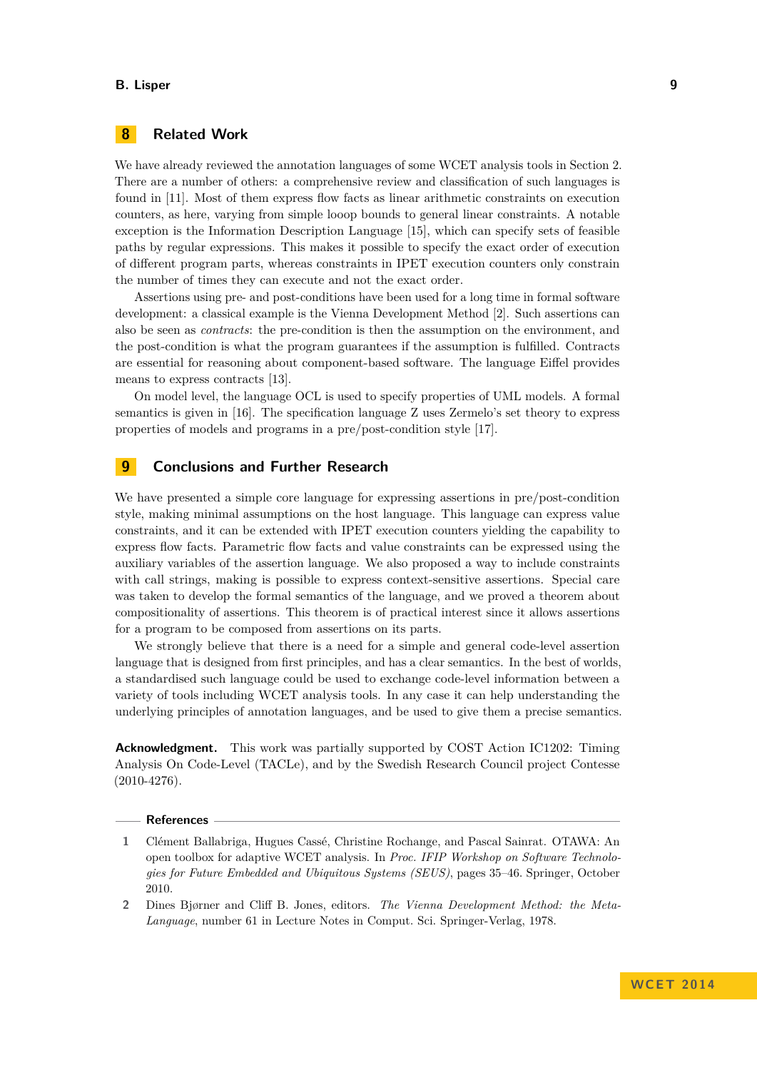## 8 Related Work

We have already reviewed the annotation languages of some WCET analysis tools in Section 2. There are a number of others: a comprehensive review and classification of such languages is found in [11]. Most of them express flow facts as linear arithmetic constraints on execution counters, as here, varying from simple looop bounds to general linear constraints. A notable exception is the Information Description Language [15], which can specify sets of feasible paths by regular expressions. This makes it possible to specify the exact order of execution of different program parts, whereas constraints in IPET execution counters only constrain the number of times they can execute and not the exact order.

Assertions using pre- and post-conditions have been used for a long time in formal software development: a classical example is the Vienna Development Method [2]. Such assertions can also be seen as *contracts*: the pre-condition is then the assumption on the environment, and the post-condition is what the program guarantees if the assumption is fulfilled. Contracts are essential for reasoning about component-based software. The language Eiffel provides means to express contracts [13].

On model level, the language OCL is used to specify properties of UML models. A formal semantics is given in [16]. The specification language Z uses Zermelo's set theory to express properties of models and programs in a pre/post-condition style [17].

## 9 Conclusions and Further Research

We have presented a simple core language for expressing assertions in pre/post-condition style, making minimal assumptions on the host language. This language can express value constraints, and it can be extended with IPET execution counters yielding the capability to express flow facts. Parametric flow facts and value constraints can be expressed using the auxiliary variables of the assertion language. We also proposed a way to include constraints with call strings, making is possible to express context-sensitive assertions. Special care was taken to develop the formal semantics of the language, and we proved a theorem about compositionality of assertions. This theorem is of practical interest since it allows assertions for a program to be composed from assertions on its parts.

We strongly believe that there is a need for a simple and general code-level assertion language that is designed from first principles, and has a clear semantics. In the best of worlds, a standardised such language could be used to exchange code-level information between a variety of tools including WCET analysis tools. In any case it can help understanding the underlying principles of annotation languages, and be used to give them a precise semantics.

**Acknowledgment.** This work was partially supported by COST Action IC1202: Timing Analysis On Code-Level (TACLe), and by the Swedish Research Council project Contesse (2010-4276).

## References

1. Clément Ballabriga, Hugues Cassé, Christine Rochange, and Pascal Sainrat. OTAWA: An open toolbox for adaptive WCET analysis. In *Proc. IFIP Workshop on Software Technologies for Future Embedded and Ubiquitous Systems (SEUS)*, pages 35–46. Springer, October 2010.
2. Dines Bjørner and Cliff B. Jones, editors. *The Vienna Development Method: the Meta-Language*, number 61 in Lecture Notes in Comput. Sci. Springer-Verlag, 1978.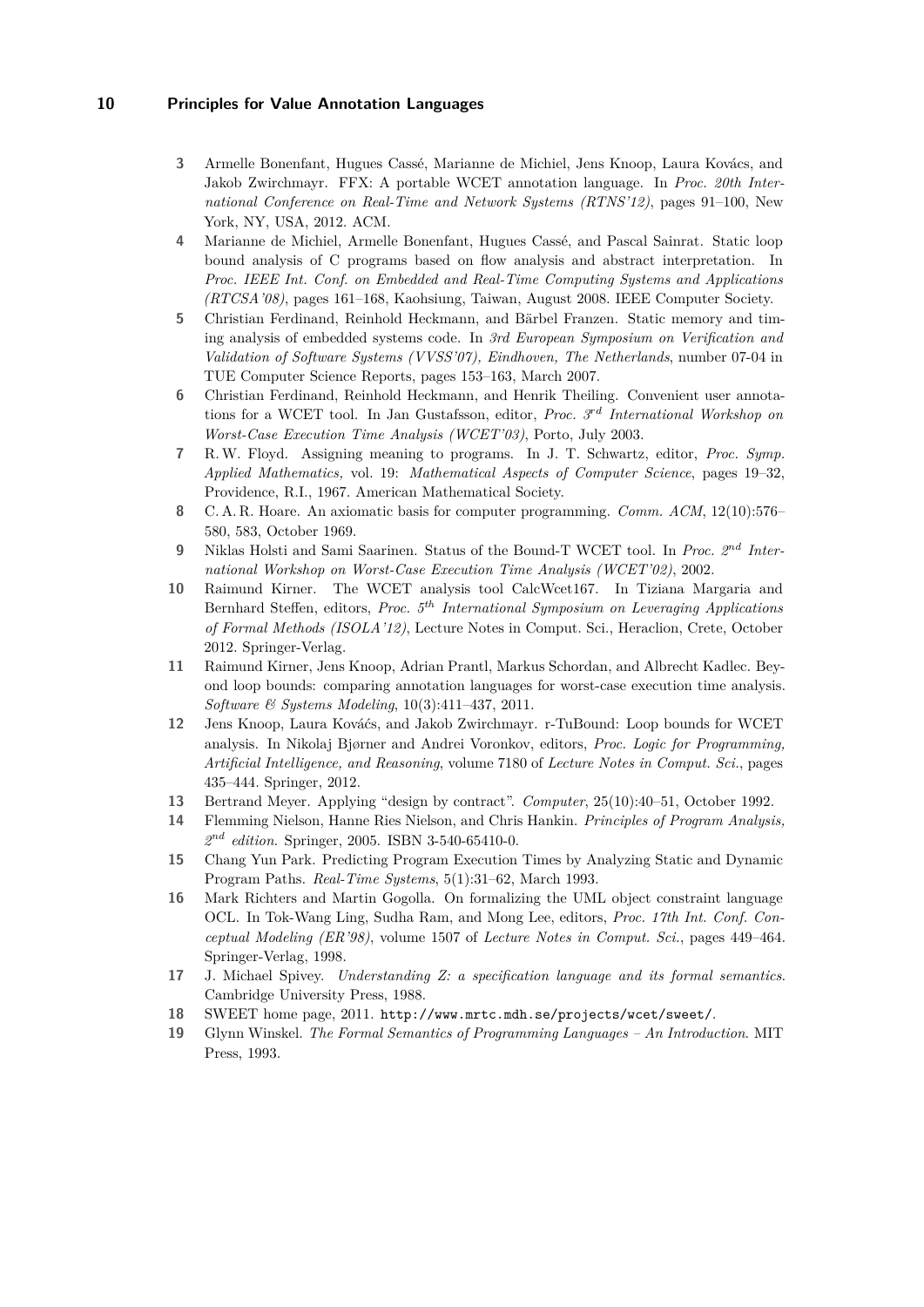3. Armelle Bonenfant, Hugues Cassé, Marianne de Michiel, Jens Knoop, Laura Kovács, and Jakob Zwirchmayr. FFX: A portable WCET annotation language. In *Proc. 20th International Conference on Real-Time and Network Systems (RTNS'12)*, pages 91–100, New York, NY, USA, 2012. ACM.
4. Marianne de Michiel, Armelle Bonenfant, Hugues Cassé, and Pascal Sainrat. Static loop bound analysis of C programs based on flow analysis and abstract interpretation. In *Proc. IEEE Int. Conf. on Embedded and Real-Time Computing Systems and Applications (RTCSA'08)*, pages 161–168, Kaohsiung, Taiwan, August 2008. IEEE Computer Society.
5. Christian Ferdinand, Reinhold Heckmann, and Bärbel Franzen. Static memory and timing analysis of embedded systems code. In *3rd European Symposium on Verification and Validation of Software Systems (VVSS'07), Eindhoven, The Netherlands*, number 07-04 in TUE Computer Science Reports, pages 153–163, March 2007.
6. Christian Ferdinand, Reinhold Heckmann, and Henrik Theiling. Convenient user annotations for a WCET tool. In Jan Gustafsson, editor, *Proc. 3rd International Workshop on Worst-Case Execution Time Analysis (WCET'03)*, Porto, July 2003.
7. R. W. Floyd. Assigning meaning to programs. In J. T. Schwartz, editor, *Proc. Symp. Applied Mathematics,* vol. 19: *Mathematical Aspects of Computer Science*, pages 19–32, Providence, R.I., 1967. American Mathematical Society.
8. C. A. R. Hoare. An axiomatic basis for computer programming. *Comm. ACM*, 12(10):576–580, 583, October 1969.
9. Niklas Holsti and Sami Saarinen. Status of the Bound-T WCET tool. In *Proc. 2nd International Workshop on Worst-Case Execution Time Analysis (WCET'02)*, 2002.
10. Raimund Kirner. The WCET analysis tool CalcWcet167. In Tiziana Margaria and Bernhard Steffen, editors, *Proc. 5th International Symposium on Leveraging Applications of Formal Methods (ISOLA'12)*, Lecture Notes in Comput. Sci., Heraclion, Crete, October 2012. Springer-Verlag.
11. Raimund Kirner, Jens Knoop, Adrian Prantl, Markus Schordan, and Albrecht Kadlec. Beyond loop bounds: comparing annotation languages for worst-case execution time analysis. *Software & Systems Modeling*, 10(3):411–437, 2011.
12. Jens Knoop, Laura Kovácś, and Jakob Zwirchmayr. r-TuBound: Loop bounds for WCET analysis. In Nikolaj Bjørner and Andrei Voronkov, editors, *Proc. Logic for Programming, Artificial Intelligence, and Reasoning*, volume 7180 of *Lecture Notes in Comput. Sci.*, pages 435–444. Springer, 2012.
13. Bertrand Meyer. Applying "design by contract". *Computer*, 25(10):40–51, October 1992.
14. Flemming Nielson, Hanne Ries Nielson, and Chris Hankin. *Principles of Program Analysis, 2nd edition*. Springer, 2005. ISBN 3-540-65410-0.
15. Chang Yun Park. Predicting Program Execution Times by Analyzing Static and Dynamic Program Paths. *Real-Time Systems*, 5(1):31–62, March 1993.
16. Mark Richters and Martin Gogolla. On formalizing the UML object constraint language OCL. In Tok-Wang Ling, Sudha Ram, and Mong Lee, editors, *Proc. 17th Int. Conf. Conceptual Modeling (ER'98)*, volume 1507 of *Lecture Notes in Comput. Sci.*, pages 449–464. Springer-Verlag, 1998.
17. J. Michael Spivey. *Understanding Z: a specification language and its formal semantics*. Cambridge University Press, 1988.
18. SWEET home page, 2011. `http://www.mrtc.mdh.se/projects/wcet/sweet/`.
19. Glynn Winskel. *The Formal Semantics of Programming Languages – An Introduction*. MIT Press, 1993.